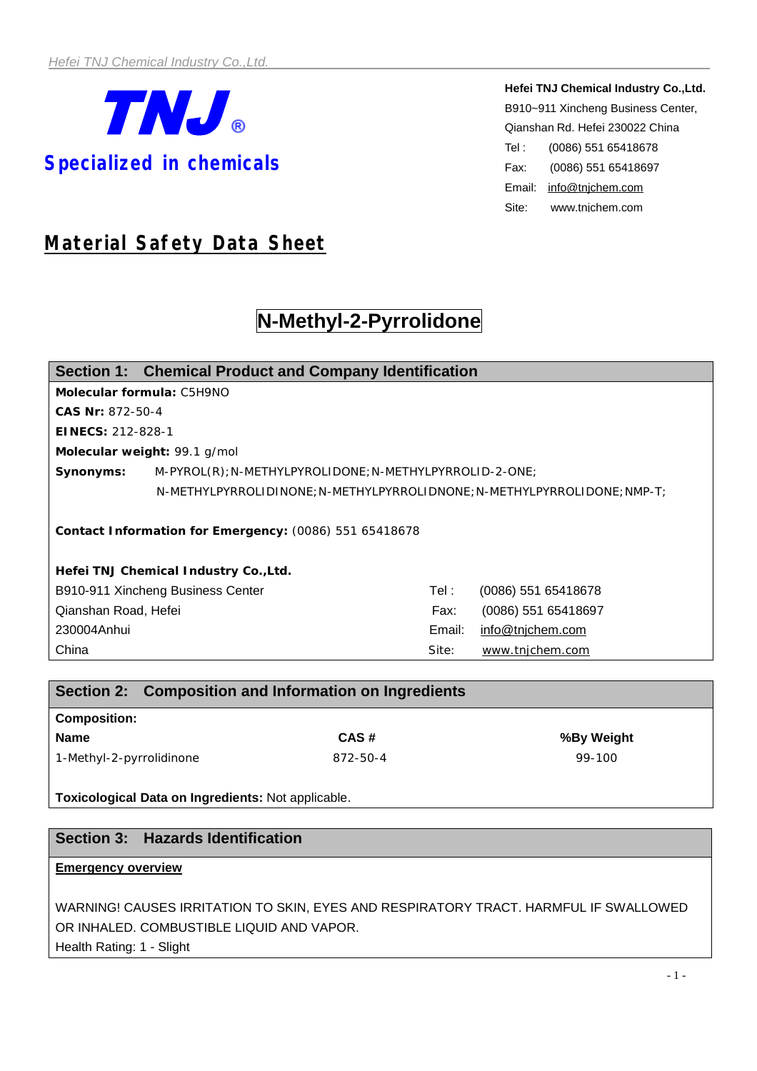**TNJ®**

**Specialized in chemicals**

**Hefei TNJ Chemical Industry Co.,Ltd.**
B910~911 Xincheng Business Center,
Qianshan Rd. Hefei 230022 China
Tel : (0086) 551 65418678
Fax: (0086) 551 65418697
Email: info@tnjchem.com
Site: www.tnjchem.com

# Material Safety Data Sheet

# N-Methyl-2-Pyrrolidone

## Section 1: Chemical Product and Company Identification

**Molecular formula:** $C_5H_9NO$

**CAS Nr:** 872-50-4

**EINECS:** 212-828-1

**Molecular weight:** 99.1 g/mol

**Synonyms:** M-PYROL(R);N-METHYLPYROLIDONE;N-METHYLPYRROLID-2-ONE; N-METHYLPYRROLIDINONE;N-METHYLPYRROLIDNONE;N-METHYLPYRROLIDONE;NMP-T;

**Contact Information for Emergency:** (0086) 551 65418678

**Hefei TNJ Chemical Industry Co.,Ltd.**

B910-911 Xincheng Business Center
Qianshan Road, Hefei
230004Anhui
China

Tel : (0086) 551 65418678
Fax: (0086) 551 65418697
Email: info@tnjchem.com
Site: www.tnjchem.com

## Section 2: Composition and Information on Ingredients

**Composition:**

| Name | CAS # | %By Weight |
|---|---|---|
| 1-Methyl-2-pyrrolidinone | 872-50-4 | 99-100 |

**Toxicological Data on Ingredients:** Not applicable.

## Section 3: Hazards Identification

**Emergency overview**

WARNING! CAUSES IRRITATION TO SKIN, EYES AND RESPIRATORY TRACT. HARMFUL IF SWALLOWED OR INHALED. COMBUSTIBLE LIQUID AND VAPOR.

Health Rating: 1 - Slight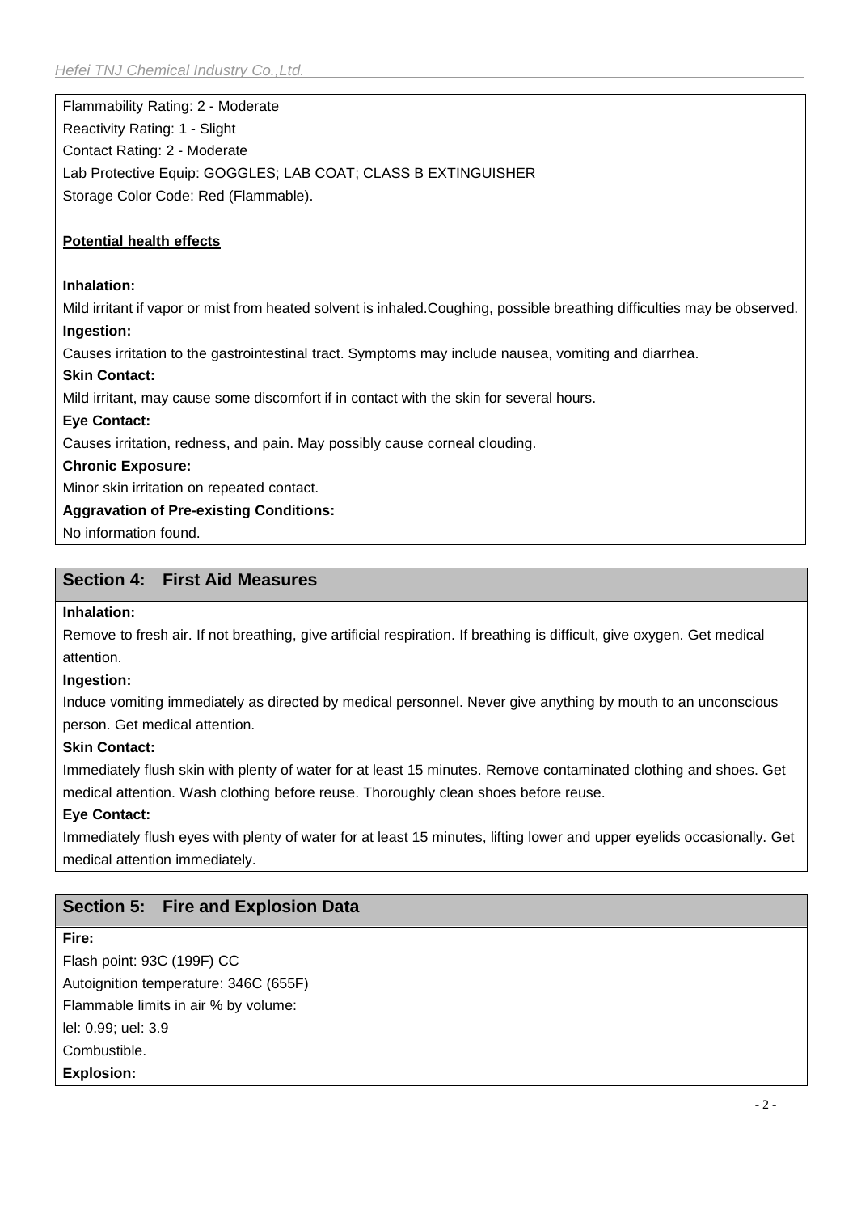Flammability Rating: 2 - Moderate
Reactivity Rating: 1 - Slight
Contact Rating: 2 - Moderate
Lab Protective Equip: GOGGLES; LAB COAT; CLASS B EXTINGUISHER
Storage Color Code: Red (Flammable).

**Potential health effects**

**Inhalation:**

Mild irritant if vapor or mist from heated solvent is inhaled.Coughing, possible breathing difficulties may be observed.

**Ingestion:**

Causes irritation to the gastrointestinal tract. Symptoms may include nausea, vomiting and diarrhea.

**Skin Contact:**

Mild irritant, may cause some discomfort if in contact with the skin for several hours.

**Eye Contact:**

Causes irritation, redness, and pain. May possibly cause corneal clouding.

**Chronic Exposure:**

Minor skin irritation on repeated contact.

**Aggravation of Pre-existing Conditions:**

No information found.

## Section 4: First Aid Measures

**Inhalation:**

Remove to fresh air. If not breathing, give artificial respiration. If breathing is difficult, give oxygen. Get medical attention.

**Ingestion:**

Induce vomiting immediately as directed by medical personnel. Never give anything by mouth to an unconscious person. Get medical attention.

**Skin Contact:**

Immediately flush skin with plenty of water for at least 15 minutes. Remove contaminated clothing and shoes. Get medical attention. Wash clothing before reuse. Thoroughly clean shoes before reuse.

**Eye Contact:**

Immediately flush eyes with plenty of water for at least 15 minutes, lifting lower and upper eyelids occasionally. Get medical attention immediately.

## Section 5: Fire and Explosion Data

**Fire:**

Flash point: 93C (199F) CC
Autoignition temperature: 346C (655F)
Flammable limits in air % by volume:
lel: 0.99; uel: 3.9
Combustible.

**Explosion:**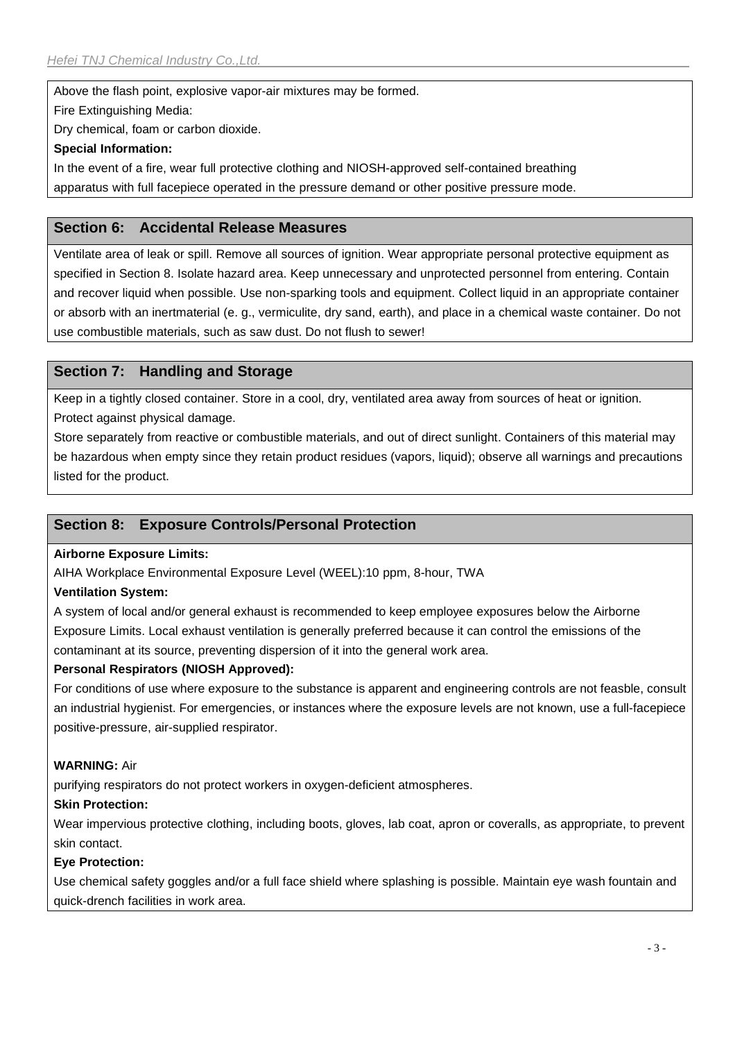Above the flash point, explosive vapor-air mixtures may be formed.

Fire Extinguishing Media:

Dry chemical, foam or carbon dioxide.

**Special Information:**

In the event of a fire, wear full protective clothing and NIOSH-approved self-contained breathing apparatus with full facepiece operated in the pressure demand or other positive pressure mode.

## Section 6: Accidental Release Measures

Ventilate area of leak or spill. Remove all sources of ignition. Wear appropriate personal protective equipment as specified in Section 8. Isolate hazard area. Keep unnecessary and unprotected personnel from entering. Contain and recover liquid when possible. Use non-sparking tools and equipment. Collect liquid in an appropriate container or absorb with an inertmaterial (e. g., vermiculite, dry sand, earth), and place in a chemical waste container. Do not use combustible materials, such as saw dust. Do not flush to sewer!

## Section 7: Handling and Storage

Keep in a tightly closed container. Store in a cool, dry, ventilated area away from sources of heat or ignition. Protect against physical damage.

Store separately from reactive or combustible materials, and out of direct sunlight. Containers of this material may be hazardous when empty since they retain product residues (vapors, liquid); observe all warnings and precautions listed for the product.

## Section 8: Exposure Controls/Personal Protection

**Airborne Exposure Limits:**

AIHA Workplace Environmental Exposure Level (WEEL):10 ppm, 8-hour, TWA

**Ventilation System:**

A system of local and/or general exhaust is recommended to keep employee exposures below the Airborne Exposure Limits. Local exhaust ventilation is generally preferred because it can control the emissions of the contaminant at its source, preventing dispersion of it into the general work area.

**Personal Respirators (NIOSH Approved):**

For conditions of use where exposure to the substance is apparent and engineering controls are not feasble, consult an industrial hygienist. For emergencies, or instances where the exposure levels are not known, use a full-facepiece positive-pressure, air-supplied respirator.

**WARNING:** Air purifying respirators do not protect workers in oxygen-deficient atmospheres.

**Skin Protection:**

Wear impervious protective clothing, including boots, gloves, lab coat, apron or coveralls, as appropriate, to prevent skin contact.

**Eye Protection:**

Use chemical safety goggles and/or a full face shield where splashing is possible. Maintain eye wash fountain and quick-drench facilities in work area.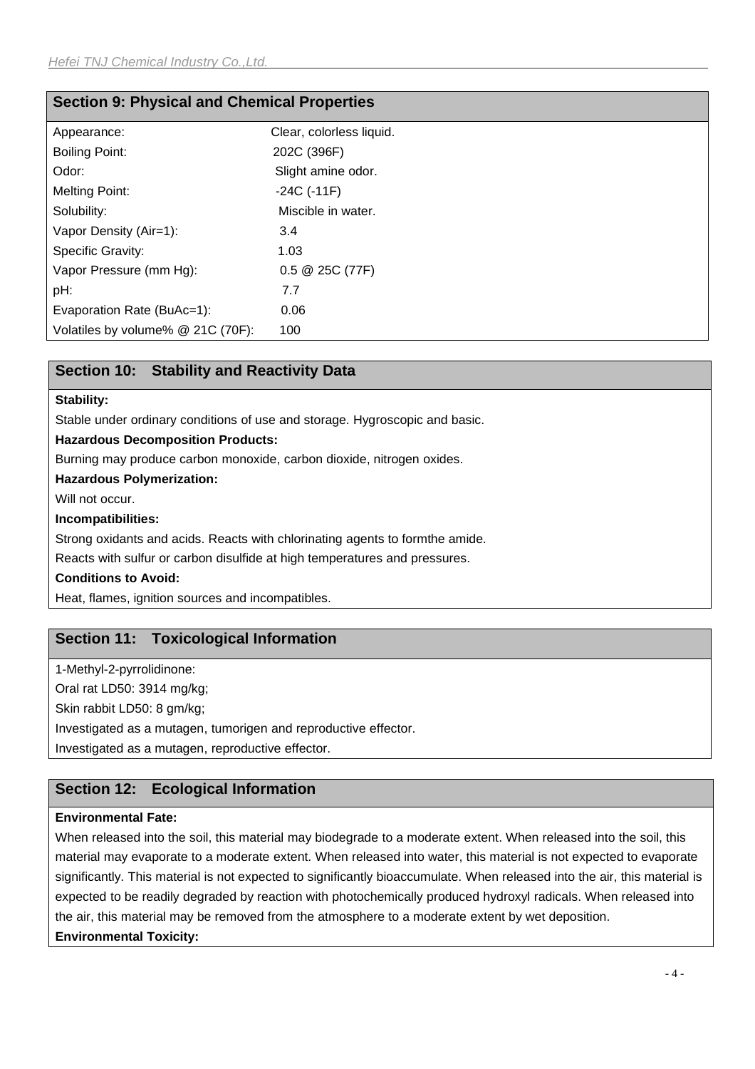## Section 9: Physical and Chemical Properties

| Property | Value |
|---|---|
| Appearance: | Clear, colorless liquid. |
| Boiling Point: | 202C (396F) |
| Odor: | Slight amine odor. |
| Melting Point: | -24C (-11F) |
| Solubility: | Miscible in water. |
| Vapor Density (Air=1): | 3.4 |
| Specific Gravity: | 1.03 |
| Vapor Pressure (mm Hg): | 0.5 @ 25C (77F) |
| pH: | 7.7 |
| Evaporation Rate (BuAc=1): | 0.06 |
| Volatiles by volume% @ 21C (70F): | 100 |

## Section 10: Stability and Reactivity Data

**Stability:**

Stable under ordinary conditions of use and storage. Hygroscopic and basic.

**Hazardous Decomposition Products:**

Burning may produce carbon monoxide, carbon dioxide, nitrogen oxides.

**Hazardous Polymerization:**

Will not occur.

**Incompatibilities:**

Strong oxidants and acids. Reacts with chlorinating agents to formthe amide.

Reacts with sulfur or carbon disulfide at high temperatures and pressures.

**Conditions to Avoid:**

Heat, flames, ignition sources and incompatibles.

## Section 11: Toxicological Information

1-Methyl-2-pyrrolidinone:

Oral rat LD50: 3914 mg/kg;

Skin rabbit LD50: 8 gm/kg;

Investigated as a mutagen, tumorigen and reproductive effector.

Investigated as a mutagen, reproductive effector.

## Section 12: Ecological Information

**Environmental Fate:**

When released into the soil, this material may biodegrade to a moderate extent. When released into the soil, this material may evaporate to a moderate extent. When released into water, this material is not expected to evaporate significantly. This material is not expected to significantly bioaccumulate. When released into the air, this material is expected to be readily degraded by reaction with photochemically produced hydroxyl radicals. When released into the air, this material may be removed from the atmosphere to a moderate extent by wet deposition.

**Environmental Toxicity:**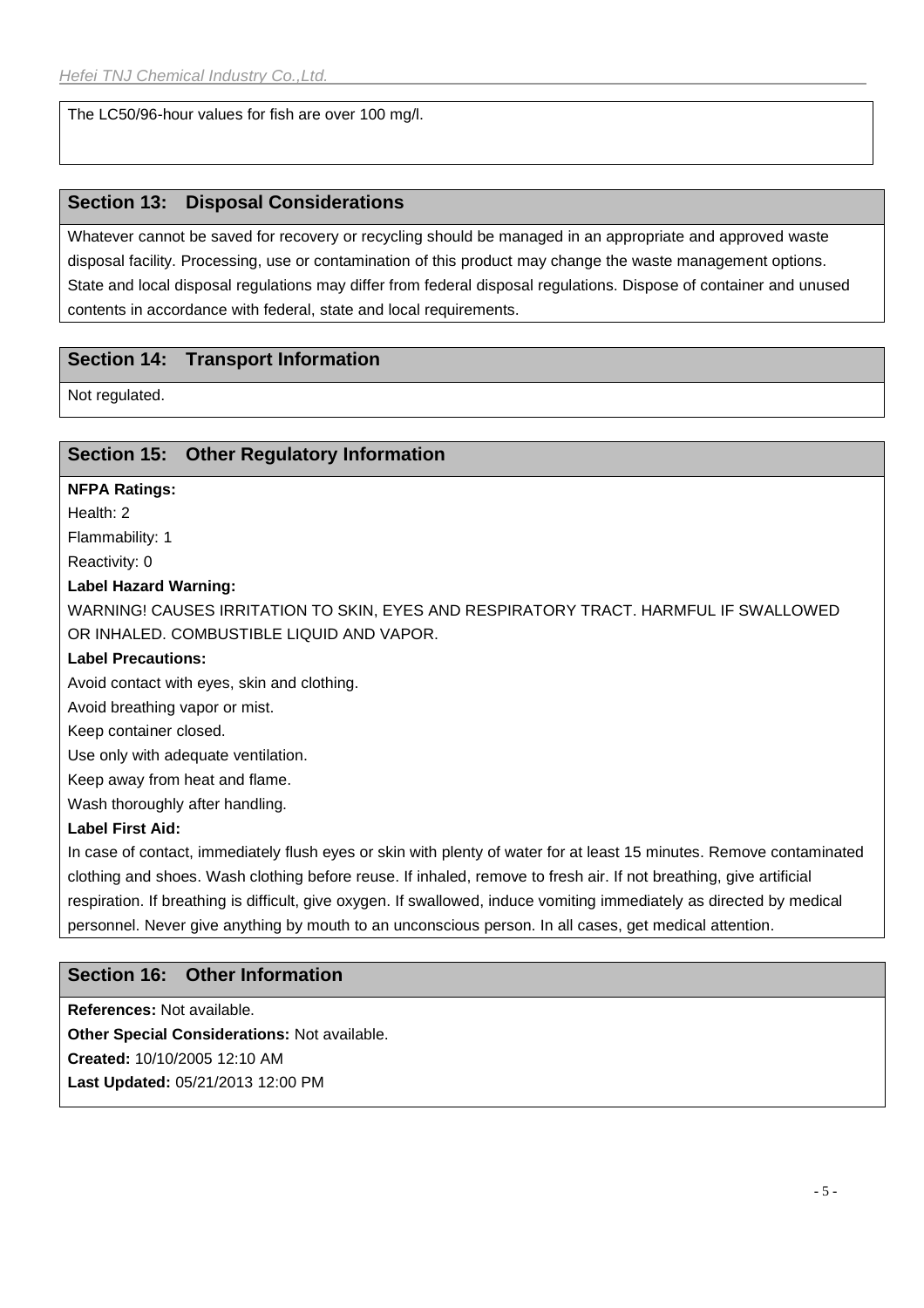The LC50/96-hour values for fish are over 100 mg/l.

## Section 13: Disposal Considerations

Whatever cannot be saved for recovery or recycling should be managed in an appropriate and approved waste disposal facility. Processing, use or contamination of this product may change the waste management options. State and local disposal regulations may differ from federal disposal regulations. Dispose of container and unused contents in accordance with federal, state and local requirements.

## Section 14: Transport Information

Not regulated.

## Section 15: Other Regulatory Information

**NFPA Ratings:**

Health: 2

Flammability: 1

Reactivity: 0

**Label Hazard Warning:**

WARNING! CAUSES IRRITATION TO SKIN, EYES AND RESPIRATORY TRACT. HARMFUL IF SWALLOWED OR INHALED. COMBUSTIBLE LIQUID AND VAPOR.

**Label Precautions:**

Avoid contact with eyes, skin and clothing.

Avoid breathing vapor or mist.

Keep container closed.

Use only with adequate ventilation.

Keep away from heat and flame.

Wash thoroughly after handling.

**Label First Aid:**

In case of contact, immediately flush eyes or skin with plenty of water for at least 15 minutes. Remove contaminated clothing and shoes. Wash clothing before reuse. If inhaled, remove to fresh air. If not breathing, give artificial respiration. If breathing is difficult, give oxygen. If swallowed, induce vomiting immediately as directed by medical personnel. Never give anything by mouth to an unconscious person. In all cases, get medical attention.

## Section 16: Other Information

**References:** Not available.

**Other Special Considerations:** Not available.

**Created:** 10/10/2005 12:10 AM

**Last Updated:** 05/21/2013 12:00 PM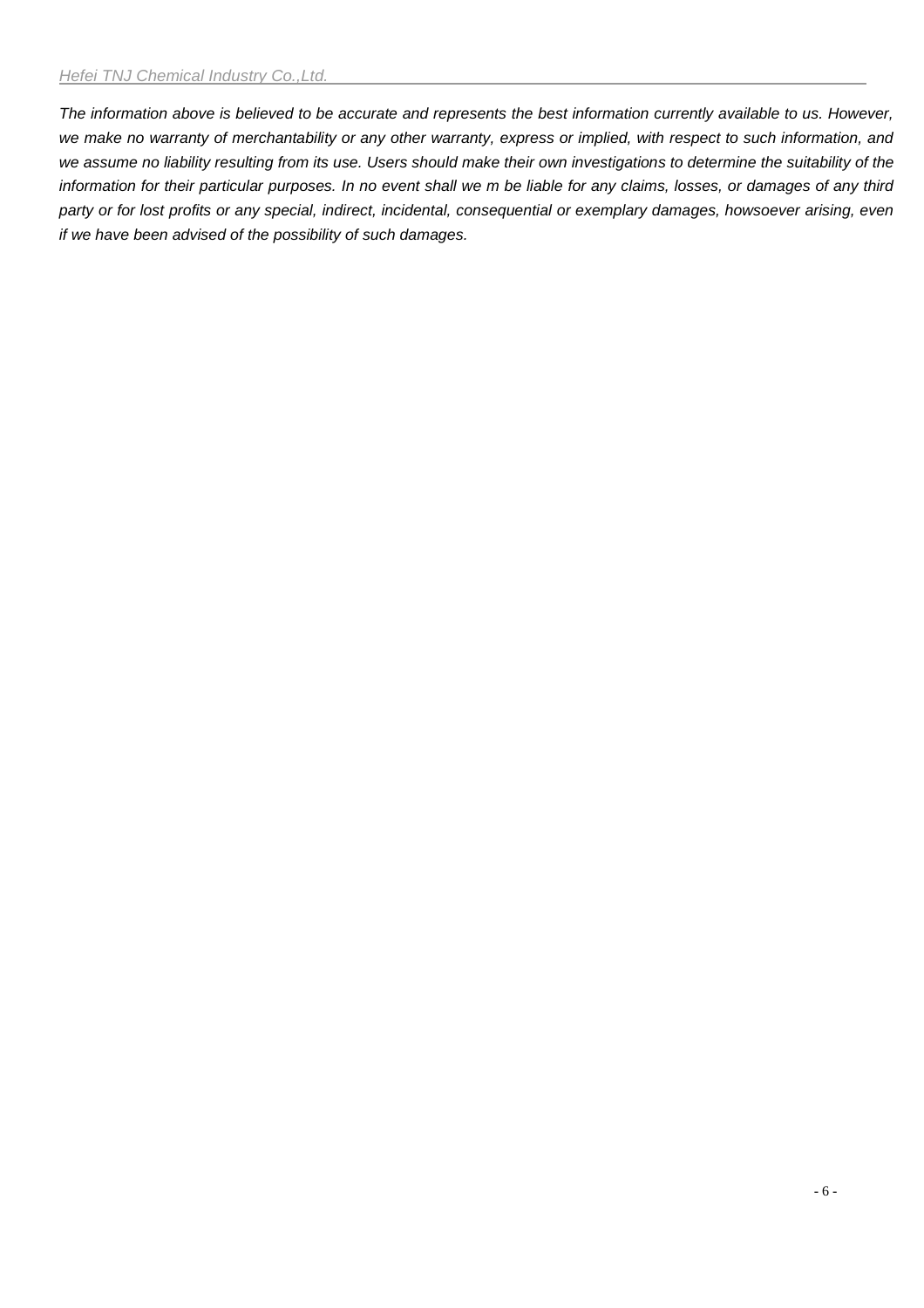*The information above is believed to be accurate and represents the best information currently available to us. However, we make no warranty of merchantability or any other warranty, express or implied, with respect to such information, and we assume no liability resulting from its use. Users should make their own investigations to determine the suitability of the information for their particular purposes. In no event shall we m be liable for any claims, losses, or damages of any third party or for lost profits or any special, indirect, incidental, consequential or exemplary damages, howsoever arising, even if we have been advised of the possibility of such damages.*